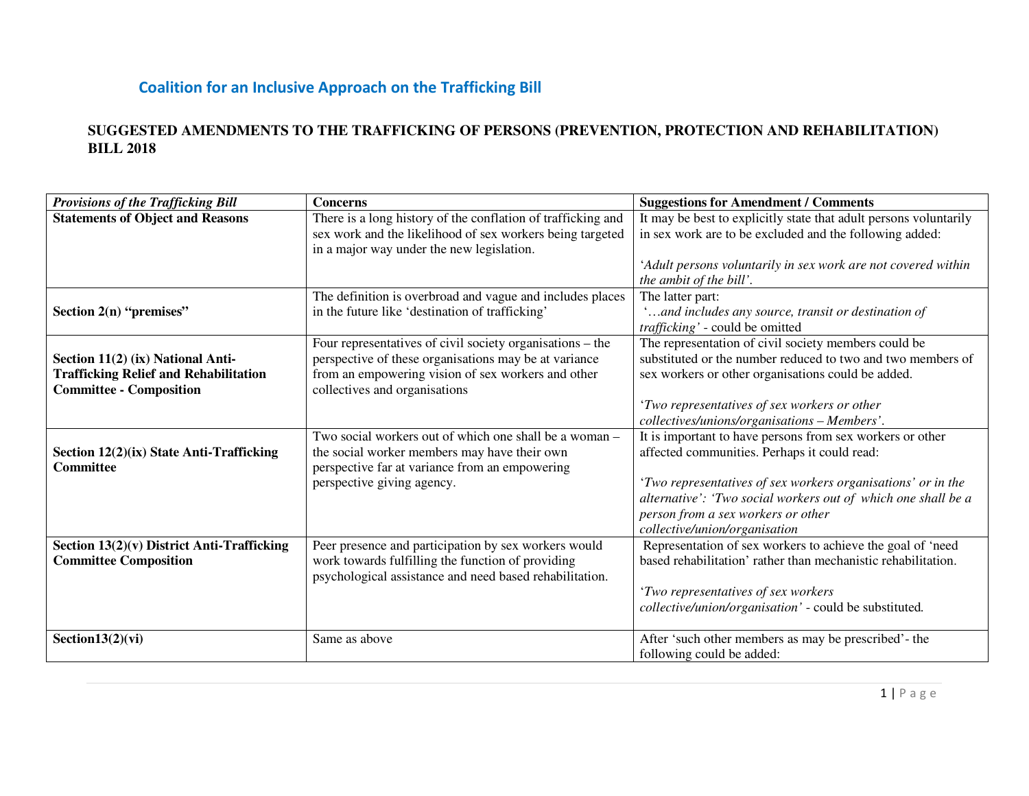## Coalition for an Inclusive Approach on the Trafficking Bill

### SUGGESTED AMENDMENTS TO THE TRAFFICKING OF PERSONS (PREVENTION, PROTECTION AND REHABILITATION) BILL 2018

| *Provisions of the Trafficking Bill* | **Concerns** | **Suggestions for Amendment / Comments** |
|---|---|---|
| **Statements of Object and Reasons** | There is a long history of the conflation of trafficking and sex work and the likelihood of sex workers being targeted in a major way under the new legislation. | It may be best to explicitly state that adult persons voluntarily in sex work are to be excluded and the following added:<br><br>'*Adult persons voluntarily in sex work are not covered within the ambit of the bill'*. |
| **Section 2(n) "premises"** | The definition is overbroad and vague and includes places in the future like 'destination of trafficking' | The latter part:<br>'*…and includes any source, transit or destination of trafficking'* - could be omitted |
| **Section 11(2) (ix) National Anti-Trafficking Relief and Rehabilitation Committee - Composition** | Four representatives of civil society organisations – the perspective of these organisations may be at variance from an empowering vision of sex workers and other collectives and organisations | The representation of civil society members could be substituted or the number reduced to two and two members of sex workers or other organisations could be added.<br><br>*'Two representatives of sex workers or other collectives/unions/organisations – Members'*. |
| **Section 12(2)(ix) State Anti-Trafficking Committee** | Two social workers out of which one shall be a woman – the social worker members may have their own perspective far at variance from an empowering perspective giving agency. | It is important to have persons from sex workers or other affected communities. Perhaps it could read:<br><br>*'Two representatives of sex workers organisations' or in the alternative': 'Two social workers out of which one shall be a person from a sex workers or other collective/union/organisation* |
| **Section 13(2)(v) District Anti-Trafficking Committee Composition** | Peer presence and participation by sex workers would work towards fulfilling the function of providing psychological assistance and need based rehabilitation. | Representation of sex workers to achieve the goal of 'need based rehabilitation' rather than mechanistic rehabilitation.<br><br>*'Two representatives of sex workers collective/union/organisation'* - could be substituted. |
| **Section13(2)(vi)** | Same as above | After 'such other members as may be prescribed'- the following could be added: |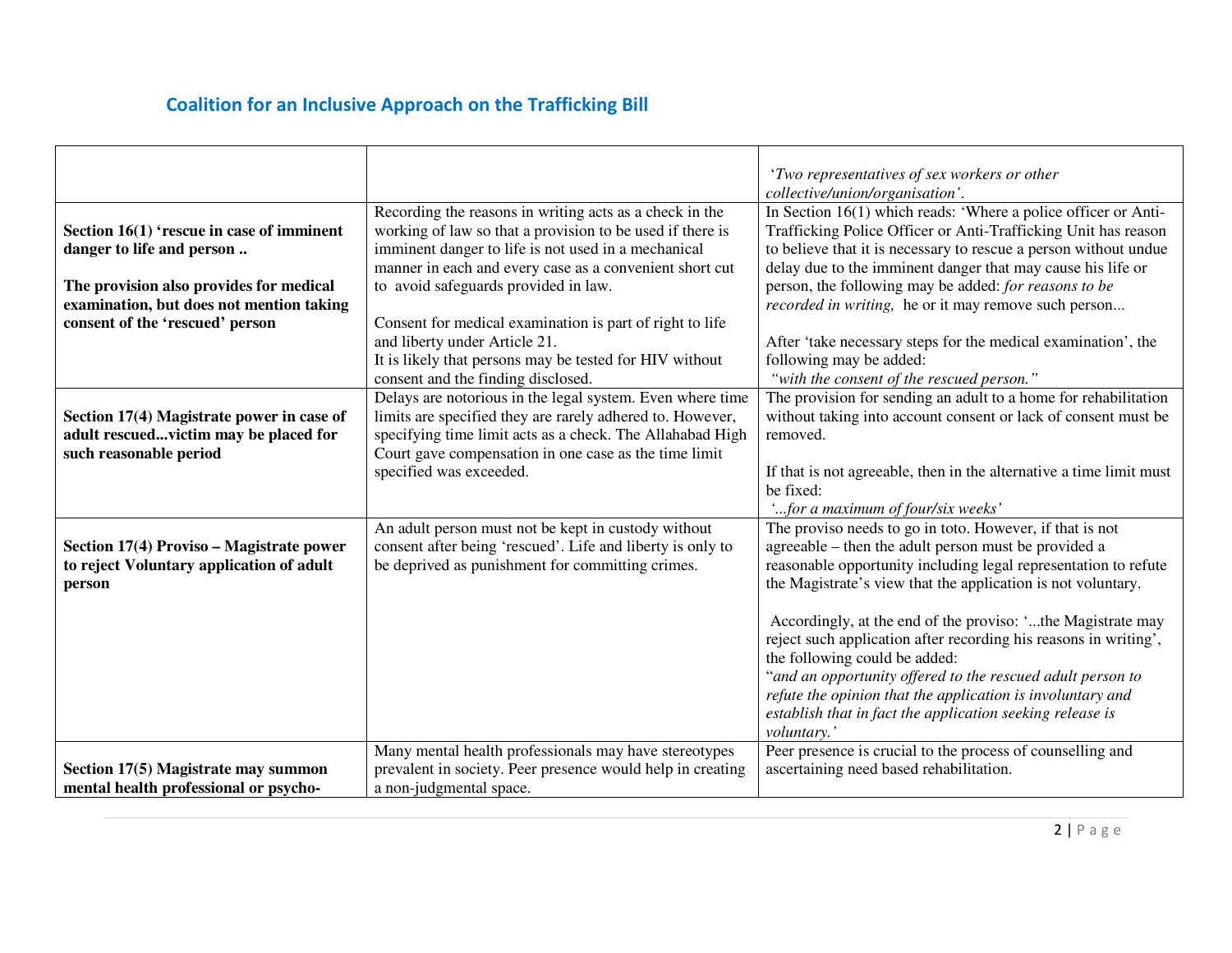## Coalition for an Inclusive Approach on the Trafficking Bill

| | | |
|---|---|---|
| | | *'Two representatives of sex workers or other collective/union/organisation'.* |
| **Section 16(1) 'rescue in case of imminent danger to life and person ..**<br><br>**The provision also provides for medical examination, but does not mention taking consent of the 'rescued' person** | Recording the reasons in writing acts as a check in the working of law so that a provision to be used if there is imminent danger to life is not used in a mechanical manner in each and every case as a convenient short cut to avoid safeguards provided in law.<br><br>Consent for medical examination is part of right to life and liberty under Article 21.<br>It is likely that persons may be tested for HIV without consent and the finding disclosed. | In Section 16(1) which reads: 'Where a police officer or Anti-Trafficking Police Officer or Anti-Trafficking Unit has reason to believe that it is necessary to rescue a person without undue delay due to the imminent danger that may cause his life or person, the following may be added: *for reasons to be recorded in writing,* he or it may remove such person...<br><br>After 'take necessary steps for the medical examination', the following may be added:<br>*"with the consent of the rescued person."* |
| **Section 17(4) Magistrate power in case of adult rescued...victim may be placed for such reasonable period** | Delays are notorious in the legal system. Even where time limits are specified they are rarely adhered to. However, specifying time limit acts as a check. The Allahabad High Court gave compensation in one case as the time limit specified was exceeded. | The provision for sending an adult to a home for rehabilitation without taking into account consent or lack of consent must be removed.<br><br>If that is not agreeable, then in the alternative a time limit must be fixed:<br>*'...for a maximum of four/six weeks'* |
| **Section 17(4) Proviso – Magistrate power to reject Voluntary application of adult person** | An adult person must not be kept in custody without consent after being 'rescued'. Life and liberty is only to be deprived as punishment for committing crimes. | The proviso needs to go in toto. However, if that is not agreeable – then the adult person must be provided a reasonable opportunity including legal representation to refute the Magistrate's view that the application is not voluntary.<br><br>Accordingly, at the end of the proviso: '...the Magistrate may reject such application after recording his reasons in writing', the following could be added:<br>"*and an opportunity offered to the rescued adult person to refute the opinion that the application is involuntary and establish that in fact the application seeking release is voluntary.'* |
| **Section 17(5) Magistrate may summon mental health professional or psycho-** | Many mental health professionals may have stereotypes prevalent in society. Peer presence would help in creating a non-judgmental space. | Peer presence is crucial to the process of counselling and ascertaining need based rehabilitation. |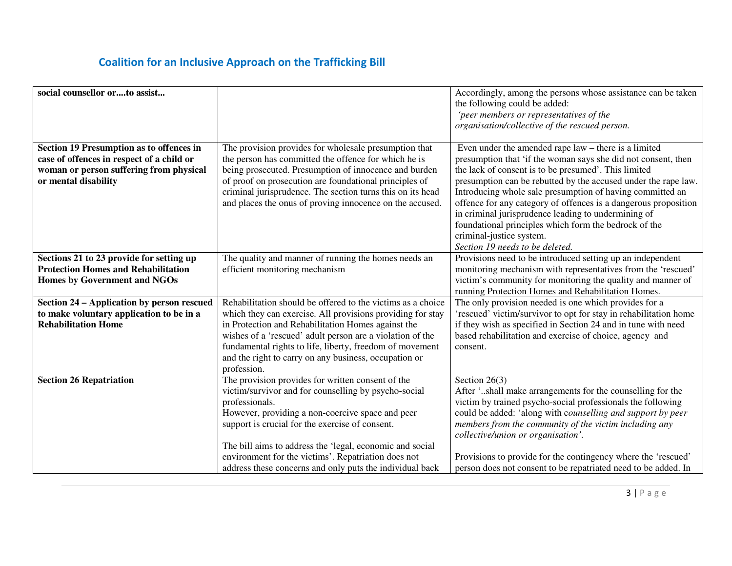## Coalition for an Inclusive Approach on the Trafficking Bill

| | | |
|---|---|---|
| **social counsellor or....to assist...** | | Accordingly, among the persons whose assistance can be taken the following could be added: *'peer members or representatives of the organisation/collective of the rescued person.* |
| **Section 19 Presumption as to offences in case of offences in respect of a child or woman or person suffering from physical or mental disability** | The provision provides for wholesale presumption that the person has committed the offence for which he is being prosecuted. Presumption of innocence and burden of proof on prosecution are foundational principles of criminal jurisprudence. The section turns this on its head and places the onus of proving innocence on the accused. | Even under the amended rape law – there is a limited presumption that 'if the woman says she did not consent, then the lack of consent is to be presumed'. This limited presumption can be rebutted by the accused under the rape law. Introducing whole sale presumption of having committed an offence for any category of offences is a dangerous proposition in criminal jurisprudence leading to undermining of foundational principles which form the bedrock of the criminal-justice system. *Section 19 needs to be deleted.* |
| **Sections 21 to 23 provide for setting up Protection Homes and Rehabilitation Homes by Government and NGOs** | The quality and manner of running the homes needs an efficient monitoring mechanism | Provisions need to be introduced setting up an independent monitoring mechanism with representatives from the 'rescued' victim's community for monitoring the quality and manner of running Protection Homes and Rehabilitation Homes. |
| **Section 24 – Application by person rescued to make voluntary application to be in a Rehabilitation Home** | Rehabilitation should be offered to the victims as a choice which they can exercise. All provisions providing for stay in Protection and Rehabilitation Homes against the wishes of a 'rescued' adult person are a violation of the fundamental rights to life, liberty, freedom of movement and the right to carry on any business, occupation or profession. | The only provision needed is one which provides for a 'rescued' victim/survivor to opt for stay in rehabilitation home if they wish as specified in Section 24 and in tune with need based rehabilitation and exercise of choice, agency and consent. |
| **Section 26 Repatriation** | The provision provides for written consent of the victim/survivor and for counselling by psycho-social professionals. However, providing a non-coercive space and peer support is crucial for the exercise of consent. The bill aims to address the 'legal, economic and social environment for the victims'. Repatriation does not address these concerns and only puts the individual back | Section 26(3) After '..shall make arrangements for the counselling for the victim by trained psycho-social professionals the following could be added: 'along with c*ounselling and support by peer members from the community of the victim including any collective/union or organisation'.* Provisions to provide for the contingency where the 'rescued' person does not consent to be repatriated need to be added. In |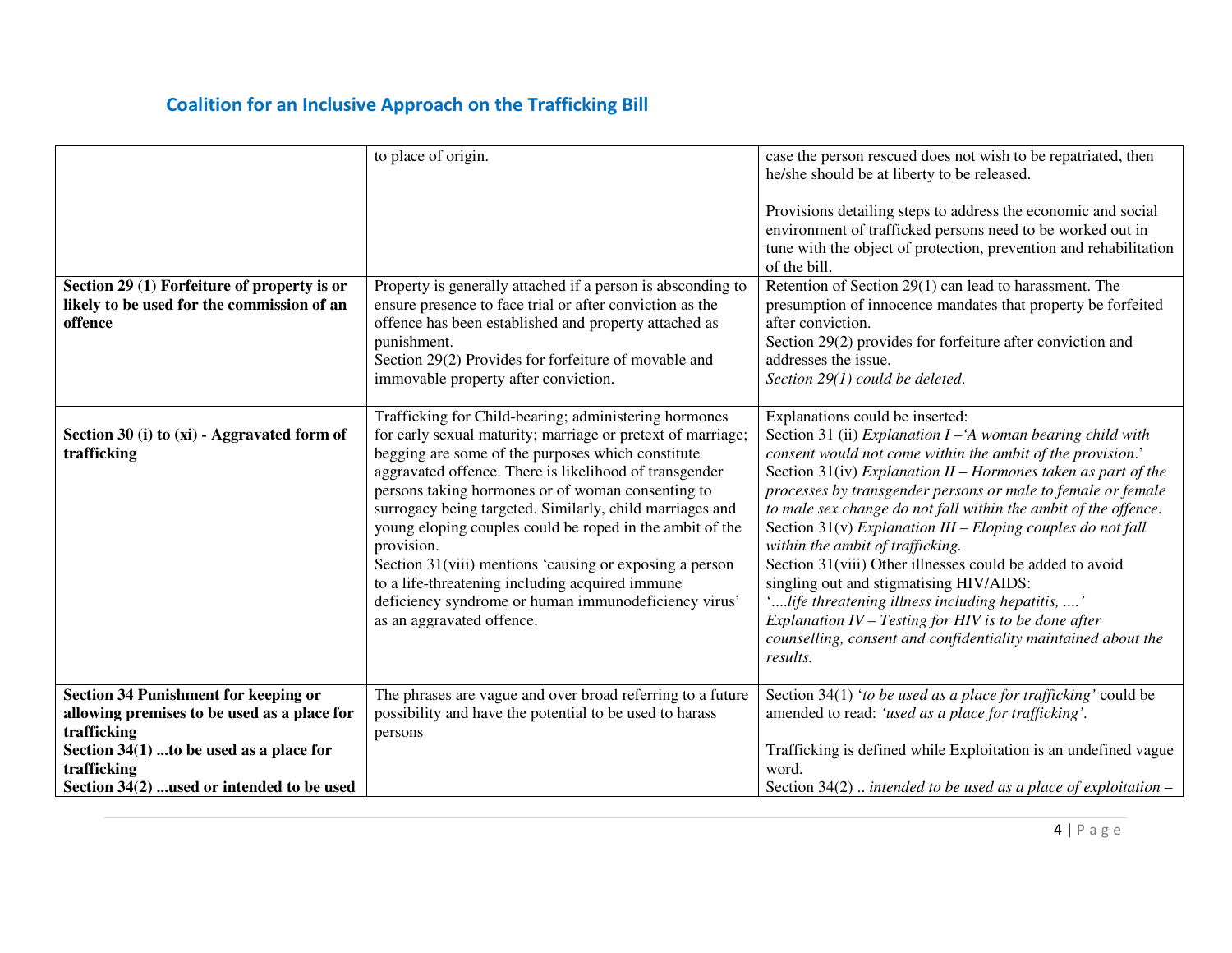## Coalition for an Inclusive Approach on the Trafficking Bill

| | | |
|---|---|---|
| | to place of origin. | case the person rescued does not wish to be repatriated, then he/she should be at liberty to be released.<br><br>Provisions detailing steps to address the economic and social environment of trafficked persons need to be worked out in tune with the object of protection, prevention and rehabilitation of the bill. |
| **Section 29 (1) Forfeiture of property is or likely to be used for the commission of an offence** | Property is generally attached if a person is absconding to ensure presence to face trial or after conviction as the offence has been established and property attached as punishment.<br>Section 29(2) Provides for forfeiture of movable and immovable property after conviction. | Retention of Section 29(1) can lead to harassment. The presumption of innocence mandates that property be forfeited after conviction.<br>Section 29(2) provides for forfeiture after conviction and addresses the issue.<br>*Section 29(1) could be deleted.* |
| **Section 30 (i) to (xi) - Aggravated form of trafficking** | Trafficking for Child-bearing; administering hormones for early sexual maturity; marriage or pretext of marriage; begging are some of the purposes which constitute aggravated offence. There is likelihood of transgender persons taking hormones or of woman consenting to surrogacy being targeted. Similarly, child marriages and young eloping couples could be roped in the ambit of the provision.<br>Section 31(viii) mentions 'causing or exposing a person to a life-threatening including acquired immune deficiency syndrome or human immunodeficiency virus' as an aggravated offence. | Explanations could be inserted:<br>Section 31 (ii) *Explanation I –'A woman bearing child with consent would not come within the ambit of the provision.*'<br>Section 31(iv) *Explanation II – Hormones taken as part of the processes by transgender persons or male to female or female to male sex change do not fall within the ambit of the offence*.<br>Section 31(v) *Explanation III – Eloping couples do not fall within the ambit of trafficking.*<br>Section 31(viii) Other illnesses could be added to avoid singling out and stigmatising HIV/AIDS:<br>*'....life threatening illness including hepatitis, ....'*<br>*Explanation IV – Testing for HIV is to be done after counselling, consent and confidentiality maintained about the results.* |
| **Section 34 Punishment for keeping or allowing premises to be used as a place for trafficking**<br>**Section 34(1) ...to be used as a place for trafficking**<br>**Section 34(2) ...used or intended to be used** | The phrases are vague and over broad referring to a future possibility and have the potential to be used to harass persons | Section 34(1) '*to be used as a place for trafficking'* could be amended to read: *'used as a place for trafficking'.*<br><br>Trafficking is defined while Exploitation is an undefined vague word.<br>Section 34(2) *.. intended to be used as a place of exploitation –* |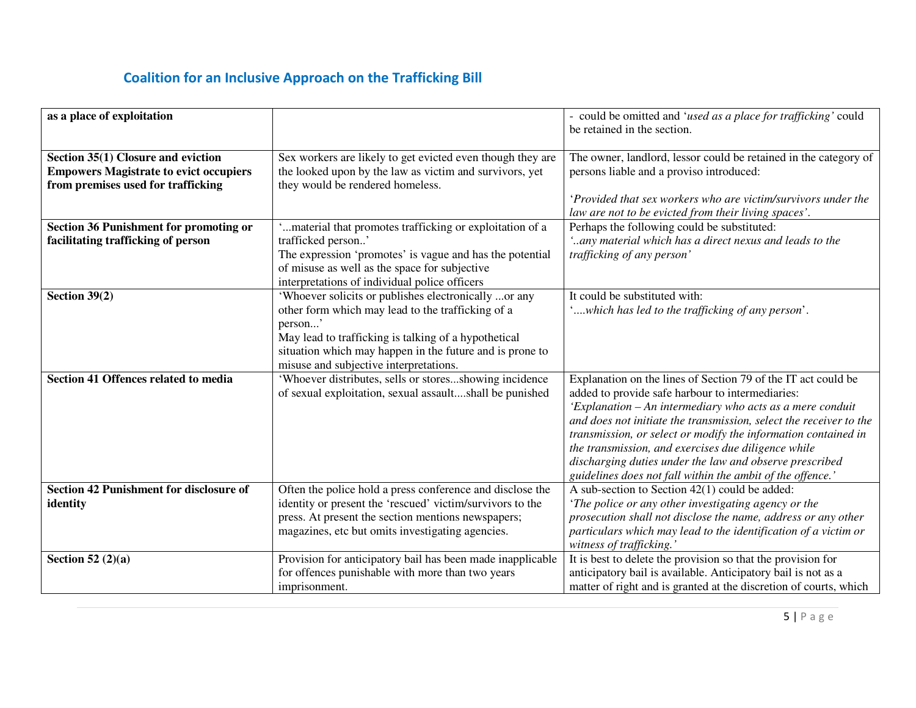| | | |
|---|---|---|
| **as a place of exploitation** | | - could be omitted and '*used as a place for trafficking*' could be retained in the section. |
| **Section 35(1) Closure and eviction Empowers Magistrate to evict occupiers from premises used for trafficking** | Sex workers are likely to get evicted even though they are the looked upon by the law as victim and survivors, yet they would be rendered homeless. | The owner, landlord, lessor could be retained in the category of persons liable and a proviso introduced: '*Provided that sex workers who are victim/survivors under the law are not to be evicted from their living spaces*'. |
| **Section 36 Punishment for promoting or facilitating trafficking of person** | '...material that promotes trafficking or exploitation of a trafficked person..' The expression 'promotes' is vague and has the potential of misuse as well as the space for subjective interpretations of individual police officers | Perhaps the following could be substituted: *'..any material which has a direct nexus and leads to the trafficking of any person'* |
| **Section 39(2)** | 'Whoever solicits or publishes electronically ...or any other form which may lead to the trafficking of a person...' May lead to trafficking is talking of a hypothetical situation which may happen in the future and is prone to misuse and subjective interpretations. | It could be substituted with: '*....which has led to the trafficking of any person*'. |
| **Section 41 Offences related to media** | 'Whoever distributes, sells or stores...showing incidence of sexual exploitation, sexual assault....shall be punished | Explanation on the lines of Section 79 of the IT act could be added to provide safe harbour to intermediaries: *'Explanation – An intermediary who acts as a mere conduit and does not initiate the transmission, select the receiver to the transmission, or select or modify the information contained in the transmission, and exercises due diligence while discharging duties under the law and observe prescribed guidelines does not fall within the ambit of the offence.'* |
| **Section 42 Punishment for disclosure of identity** | Often the police hold a press conference and disclose the identity or present the 'rescued' victim/survivors to the press. At present the section mentions newspapers; magazines, etc but omits investigating agencies. | A sub-section to Section 42(1) could be added: *'The police or any other investigating agency or the prosecution shall not disclose the name, address or any other particulars which may lead to the identification of a victim or witness of trafficking.'* |
| **Section 52 (2)(a)** | Provision for anticipatory bail has been made inapplicable for offences punishable with more than two years imprisonment. | It is best to delete the provision so that the provision for anticipatory bail is available. Anticipatory bail is not as a matter of right and is granted at the discretion of courts, which |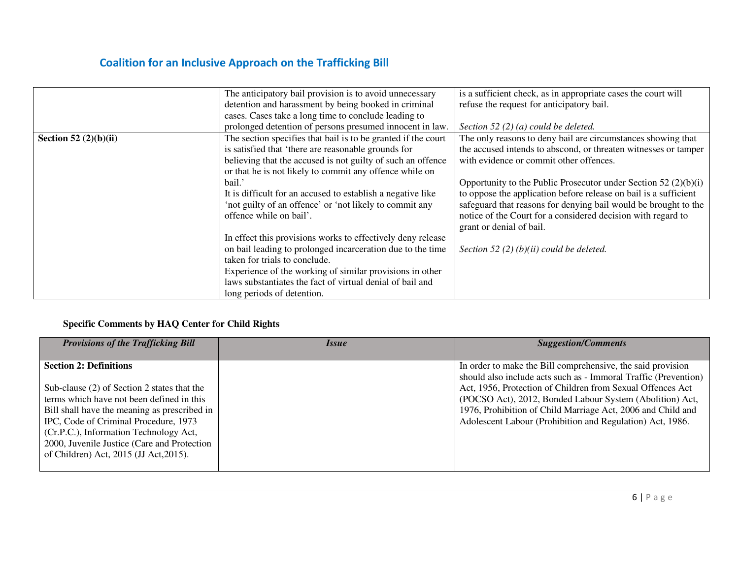## Coalition for an Inclusive Approach on the Trafficking Bill

| | | |
|---|---|---|
| | The anticipatory bail provision is to avoid unnecessary detention and harassment by being booked in criminal cases. Cases take a long time to conclude leading to prolonged detention of persons presumed innocent in law. | is a sufficient check, as in appropriate cases the court will refuse the request for anticipatory bail.<br><br>*Section 52 (2) (a) could be deleted.* |
| **Section 52 (2)(b)(ii)** | The section specifies that bail is to be granted if the court is satisfied that 'there are reasonable grounds for believing that the accused is not guilty of such an offence or that he is not likely to commit any offence while on bail.'<br>It is difficult for an accused to establish a negative like 'not guilty of an offence' or 'not likely to commit any offence while on bail'.<br><br>In effect this provisions works to effectively deny release on bail leading to prolonged incarceration due to the time taken for trials to conclude.<br>Experience of the working of similar provisions in other laws substantiates the fact of virtual denial of bail and long periods of detention. | The only reasons to deny bail are circumstances showing that the accused intends to abscond, or threaten witnesses or tamper with evidence or commit other offences.<br><br>Opportunity to the Public Prosecutor under Section 52 (2)(b)(i) to oppose the application before release on bail is a sufficient safeguard that reasons for denying bail would be brought to the notice of the Court for a considered decision with regard to grant or denial of bail.<br><br>*Section 52 (2) (b)(ii) could be deleted.* |

**Specific Comments by HAQ Center for Child Rights**

| ***Provisions of the Trafficking Bill*** | ***Issue*** | ***Suggestion/Comments*** |
|---|---|---|
| **Section 2: Definitions**<br><br>Sub-clause (2) of Section 2 states that the terms which have not been defined in this Bill shall have the meaning as prescribed in IPC, Code of Criminal Procedure, 1973 (Cr.P.C.), Information Technology Act, 2000, Juvenile Justice (Care and Protection of Children) Act, 2015 (JJ Act,2015). | | In order to make the Bill comprehensive, the said provision should also include acts such as - Immoral Traffic (Prevention) Act, 1956, Protection of Children from Sexual Offences Act (POCSO Act), 2012, Bonded Labour System (Abolition) Act, 1976, Prohibition of Child Marriage Act, 2006 and Child and Adolescent Labour (Prohibition and Regulation) Act, 1986. |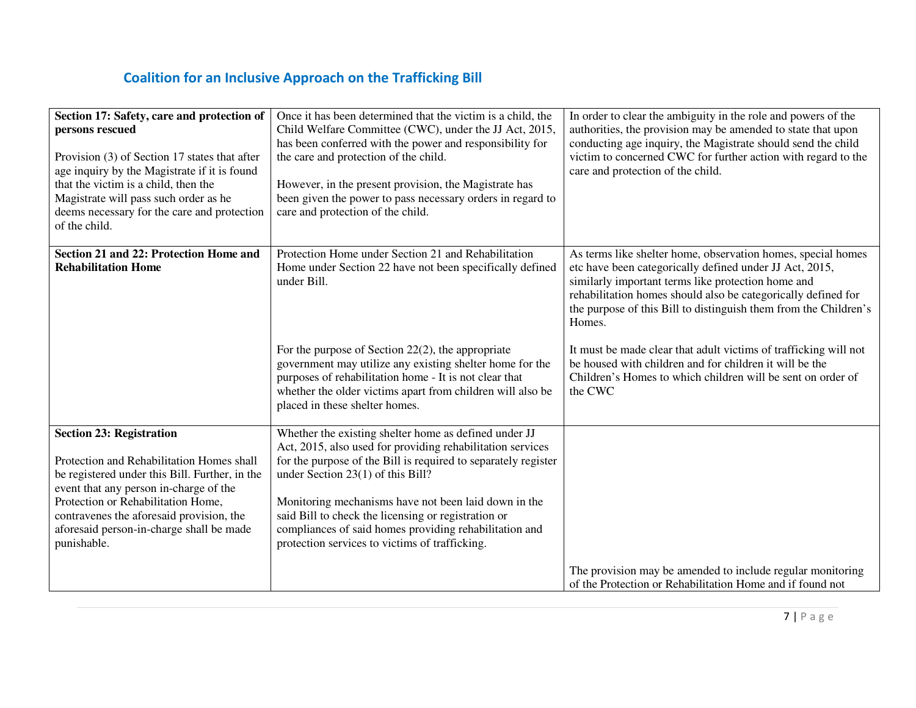## Coalition for an Inclusive Approach on the Trafficking Bill

| | | |
|---|---|---|
| **Section 17: Safety, care and protection of persons rescued**<br><br>Provision (3) of Section 17 states that after age inquiry by the Magistrate if it is found that the victim is a child, then the Magistrate will pass such order as he deems necessary for the care and protection of the child. | Once it has been determined that the victim is a child, the Child Welfare Committee (CWC), under the JJ Act, 2015, has been conferred with the power and responsibility for the care and protection of the child.<br><br>However, in the present provision, the Magistrate has been given the power to pass necessary orders in regard to care and protection of the child. | In order to clear the ambiguity in the role and powers of the authorities, the provision may be amended to state that upon conducting age inquiry, the Magistrate should send the child victim to concerned CWC for further action with regard to the care and protection of the child. |
| **Section 21 and 22: Protection Home and Rehabilitation Home** | Protection Home under Section 21 and Rehabilitation Home under Section 22 have not been specifically defined under Bill.<br><br>For the purpose of Section 22(2), the appropriate government may utilize any existing shelter home for the purposes of rehabilitation home - It is not clear that whether the older victims apart from children will also be placed in these shelter homes. | As terms like shelter home, observation homes, special homes etc have been categorically defined under JJ Act, 2015, similarly important terms like protection home and rehabilitation homes should also be categorically defined for the purpose of this Bill to distinguish them from the Children's Homes.<br><br>It must be made clear that adult victims of trafficking will not be housed with children and for children it will be the Children's Homes to which children will be sent on order of the CWC |
| **Section 23: Registration**<br><br>Protection and Rehabilitation Homes shall be registered under this Bill. Further, in the event that any person in-charge of the Protection or Rehabilitation Home, contravenes the aforesaid provision, the aforesaid person-in-charge shall be made punishable. | Whether the existing shelter home as defined under JJ Act, 2015, also used for providing rehabilitation services for the purpose of the Bill is required to separately register under Section 23(1) of this Bill?<br><br>Monitoring mechanisms have not been laid down in the said Bill to check the licensing or registration or compliances of said homes providing rehabilitation and protection services to victims of trafficking. | The provision may be amended to include regular monitoring of the Protection or Rehabilitation Home and if found not |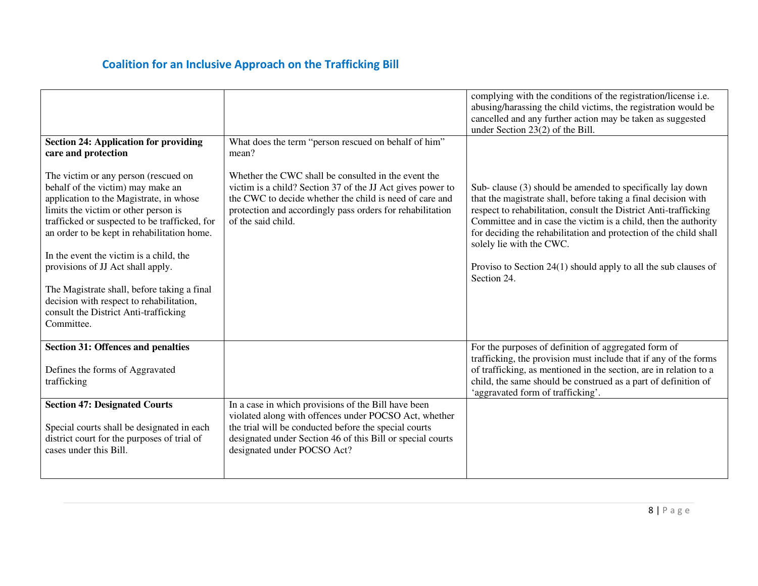## Coalition for an Inclusive Approach on the Trafficking Bill

| | | |
|---|---|---|
| | | complying with the conditions of the registration/license i.e. abusing/harassing the child victims, the registration would be cancelled and any further action may be taken as suggested under Section 23(2) of the Bill. |
| **Section 24: Application for providing care and protection**<br><br>The victim or any person (rescued on behalf of the victim) may make an application to the Magistrate, in whose limits the victim or other person is trafficked or suspected to be trafficked, for an order to be kept in rehabilitation home.<br><br>In the event the victim is a child, the provisions of JJ Act shall apply.<br><br>The Magistrate shall, before taking a final decision with respect to rehabilitation, consult the District Anti-trafficking Committee. | What does the term "person rescued on behalf of him" mean?<br><br>Whether the CWC shall be consulted in the event the victim is a child? Section 37 of the JJ Act gives power to the CWC to decide whether the child is need of care and protection and accordingly pass orders for rehabilitation of the said child. | Sub- clause (3) should be amended to specifically lay down that the magistrate shall, before taking a final decision with respect to rehabilitation, consult the District Anti-trafficking Committee and in case the victim is a child, then the authority for deciding the rehabilitation and protection of the child shall solely lie with the CWC.<br><br>Proviso to Section 24(1) should apply to all the sub clauses of Section 24. |
| **Section 31: Offences and penalties**<br><br>Defines the forms of Aggravated trafficking | | For the purposes of definition of aggregated form of trafficking, the provision must include that if any of the forms of trafficking, as mentioned in the section, are in relation to a child, the same should be construed as a part of definition of 'aggravated form of trafficking'. |
| **Section 47: Designated Courts**<br><br>Special courts shall be designated in each district court for the purposes of trial of cases under this Bill. | In a case in which provisions of the Bill have been violated along with offences under POCSO Act, whether the trial will be conducted before the special courts designated under Section 46 of this Bill or special courts designated under POCSO Act? | |